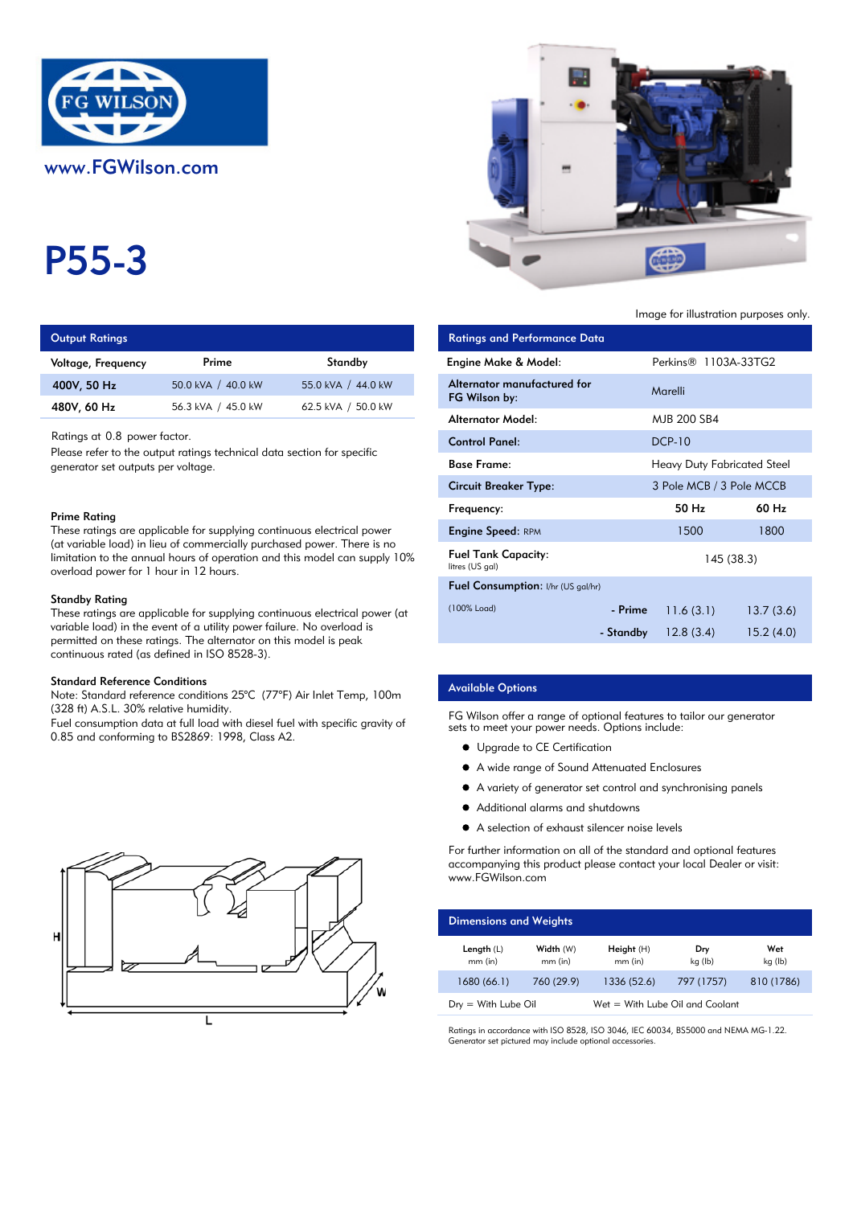www.FGWilson.com

# P55-3

Image for illustration purposes only.

## Output Ratings

| Voltage, Frequency | Prime | Standby |
|---|---|---|
| 400V, 50 Hz | 50.0 kVA / 40.0 kW | 55.0 kVA / 44.0 kW |
| 480V, 60 Hz | 56.3 kVA / 45.0 kW | 62.5 kVA / 50.0 kW |

Ratings at 0.8 power factor.

Please refer to the output ratings technical data section for specific generator set outputs per voltage.

### Prime Rating

These ratings are applicable for supplying continuous electrical power (at variable load) in lieu of commercially purchased power. There is no limitation to the annual hours of operation and this model can supply 10% overload power for 1 hour in 12 hours.

### Standby Rating

These ratings are applicable for supplying continuous electrical power (at variable load) in the event of a utility power failure. No overload is permitted on these ratings. The alternator on this model is peak continuous rated (as defined in ISO 8528-3).

### Standard Reference Conditions

Note: Standard reference conditions 25°C (77°F) Air Inlet Temp, 100m (328 ft) A.S.L. 30% relative humidity.

Fuel consumption data at full load with diesel fuel with specific gravity of 0.85 and conforming to BS2869: 1998, Class A2.

## Ratings and Performance Data

| | | |
|---|---|---|
| Engine Make & Model: | Perkins® 1103A-33TG2 | |
| Alternator manufactured for FG Wilson by: | Marelli | |
| Alternator Model: | MJB 200 SB4 | |
| Control Panel: | DCP-10 | |
| Base Frame: | Heavy Duty Fabricated Steel | |
| Circuit Breaker Type: | 3 Pole MCB / 3 Pole MCCB | |
| Frequency: | 50 Hz | 60 Hz |
| Engine Speed: RPM | 1500 | 1800 |
| Fuel Tank Capacity: litres (US gal) | 145 (38.3) | |
| Fuel Consumption: l/hr (US gal/hr) | | |
| (100% Load) - Prime | 11.6 (3.1) | 13.7 (3.6) |
| - Standby | 12.8 (3.4) | 15.2 (4.0) |

## Available Options

FG Wilson offer a range of optional features to tailor our generator sets to meet your power needs. Options include:

- Upgrade to CE Certification
- A wide range of Sound Attenuated Enclosures
- A variety of generator set control and synchronising panels
- Additional alarms and shutdowns
- A selection of exhaust silencer noise levels

For further information on all of the standard and optional features accompanying this product please contact your local Dealer or visit: www.FGWilson.com

## Dimensions and Weights

| Length (L) mm (in) | Width (W) mm (in) | Height (H) mm (in) | Dry kg (lb) | Wet kg (lb) |
|---|---|---|---|---|
| 1680 (66.1) | 760 (29.9) | 1336 (52.6) | 797 (1757) | 810 (1786) |

Dry = With Lube Oil     Wet = With Lube Oil and Coolant

Ratings in accordance with ISO 8528, ISO 3046, IEC 60034, BS5000 and NEMA MG-1.22.
Generator set pictured may include optional accessories.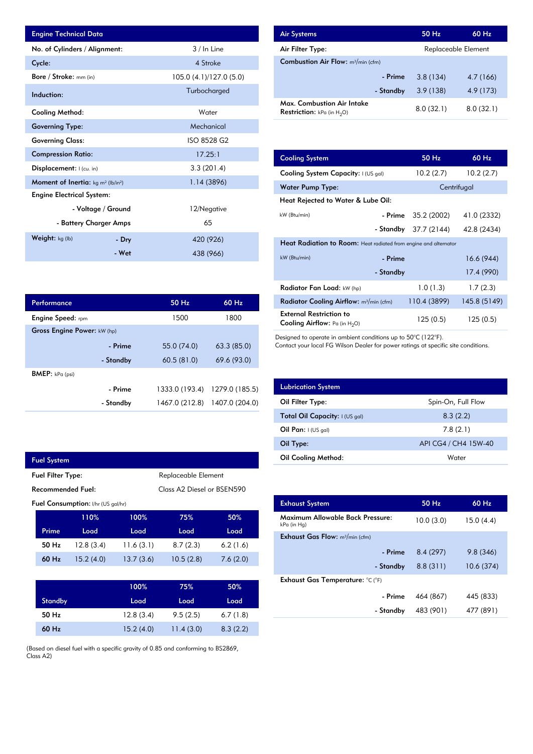## Engine Technical Data

| Engine Technical Data | | |
|---|---|---|
| No. of Cylinders / Alignment: | | 3 / In Line |
| Cycle: | | 4 Stroke |
| Bore / Stroke: mm (in) | | 105.0 (4.1)/127.0 (5.0) |
| Induction: | | Turbocharged |
| Cooling Method: | | Water |
| Governing Type: | | Mechanical |
| Governing Class: | | ISO 8528 G2 |
| Compression Ratio: | | 17.25:1 |
| Displacement: l (cu. in) | | 3.3 (201.4) |
| Moment of Inertia: kg m² (lb/in²) | | 1.14 (3896) |
| Engine Electrical System: | | |
| | - Voltage / Ground | 12/Negative |
| | - Battery Charger Amps | 65 |
| Weight: kg (lb) | - Dry | 420 (926) |
| | - Wet | 438 (966) |

## Performance

| Performance | | 50 Hz | 60 Hz |
|---|---|---|---|
| Engine Speed: rpm | | 1500 | 1800 |
| Gross Engine Power: kW (hp) | | | |
| | - Prime | 55.0 (74.0) | 63.3 (85.0) |
| | - Standby | 60.5 (81.0) | 69.6 (93.0) |
| BMEP: kPa (psi) | | | |
| | - Prime | 1333.0 (193.4) | 1279.0 (185.5) |
| | - Standby | 1467.0 (212.8) | 1407.0 (204.0) |

## Fuel System

| Fuel System | |
|---|---|
| Fuel Filter Type: | Replaceable Element |
| Recommended Fuel: | Class A2 Diesel or BSEN590 |

Fuel Consumption: l/hr (US gal/hr)

| Prime | 110% Load | 100% Load | 75% Load | 50% Load |
|---|---|---|---|---|
| 50 Hz | 12.8 (3.4) | 11.6 (3.1) | 8.7 (2.3) | 6.2 (1.6) |
| 60 Hz | 15.2 (4.0) | 13.7 (3.6) | 10.5 (2.8) | 7.6 (2.0) |

| Standby | 100% Load | 75% Load | 50% Load |
|---|---|---|---|
| 50 Hz | 12.8 (3.4) | 9.5 (2.5) | 6.7 (1.8) |
| 60 Hz | 15.2 (4.0) | 11.4 (3.0) | 8.3 (2.2) |

(Based on diesel fuel with a specific gravity of 0.85 and conforming to BS2869, Class A2)

## Air Systems

| Air Systems | | 50 Hz | 60 Hz |
|---|---|---|---|
| Air Filter Type: | | Replaceable Element | |
| Combustion Air Flow: m³/min (cfm) | | | |
| | - Prime | 3.8 (134) | 4.7 (166) |
| | - Standby | 3.9 (138) | 4.9 (173) |
| Max. Combustion Air Intake Restriction: kPa (in $H_2O$) | | 8.0 (32.1) | 8.0 (32.1) |

## Cooling System

| Cooling System | | 50 Hz | 60 Hz |
|---|---|---|---|
| Cooling System Capacity: l (US gal) | | 10.2 (2.7) | 10.2 (2.7) |
| Water Pump Type: | | Centrifugal | |
| Heat Rejected to Water & Lube Oil: | | | |
| kW (Btu/min) | - Prime | 35.2 (2002) | 41.0 (2332) |
| | - Standby | 37.7 (2144) | 42.8 (2434) |
| Heat Radiation to Room: Heat radiated from engine and alternator | | | |
| kW (Btu/min) | - Prime | | 16.6 (944) |
| | - Standby | | 17.4 (990) |
| Radiator Fan Load: kW (hp) | | 1.0 (1.3) | 1.7 (2.3) |
| Radiator Cooling Airflow: m³/min (cfm) | | 110.4 (3899) | 145.8 (5149) |
| External Restriction to Cooling Airflow: Pa (in $H_2O$) | | 125 (0.5) | 125 (0.5) |

Designed to operate in ambient conditions up to 50°C (122°F).
Contact your local FG Wilson Dealer for power ratings at specific site conditions.

## Lubrication System

| Lubrication System | |
|---|---|
| Oil Filter Type: | Spin-On, Full Flow |
| Total Oil Capacity: l (US gal) | 8.3 (2.2) |
| Oil Pan: l (US gal) | 7.8 (2.1) |
| Oil Type: | API CG4 / CH4 15W-40 |
| Oil Cooling Method: | Water |

## Exhaust System

| Exhaust System | | 50 Hz | 60 Hz |
|---|---|---|---|
| Maximum Allowable Back Pressure: kPa (in Hg) | | 10.0 (3.0) | 15.0 (4.4) |
| Exhaust Gas Flow: m³/min (cfm) | | | |
| | - Prime | 8.4 (297) | 9.8 (346) |
| | - Standby | 8.8 (311) | 10.6 (374) |
| Exhaust Gas Temperature: °C (°F) | | | |
| | - Prime | 464 (867) | 445 (833) |
| | - Standby | 483 (901) | 477 (891) |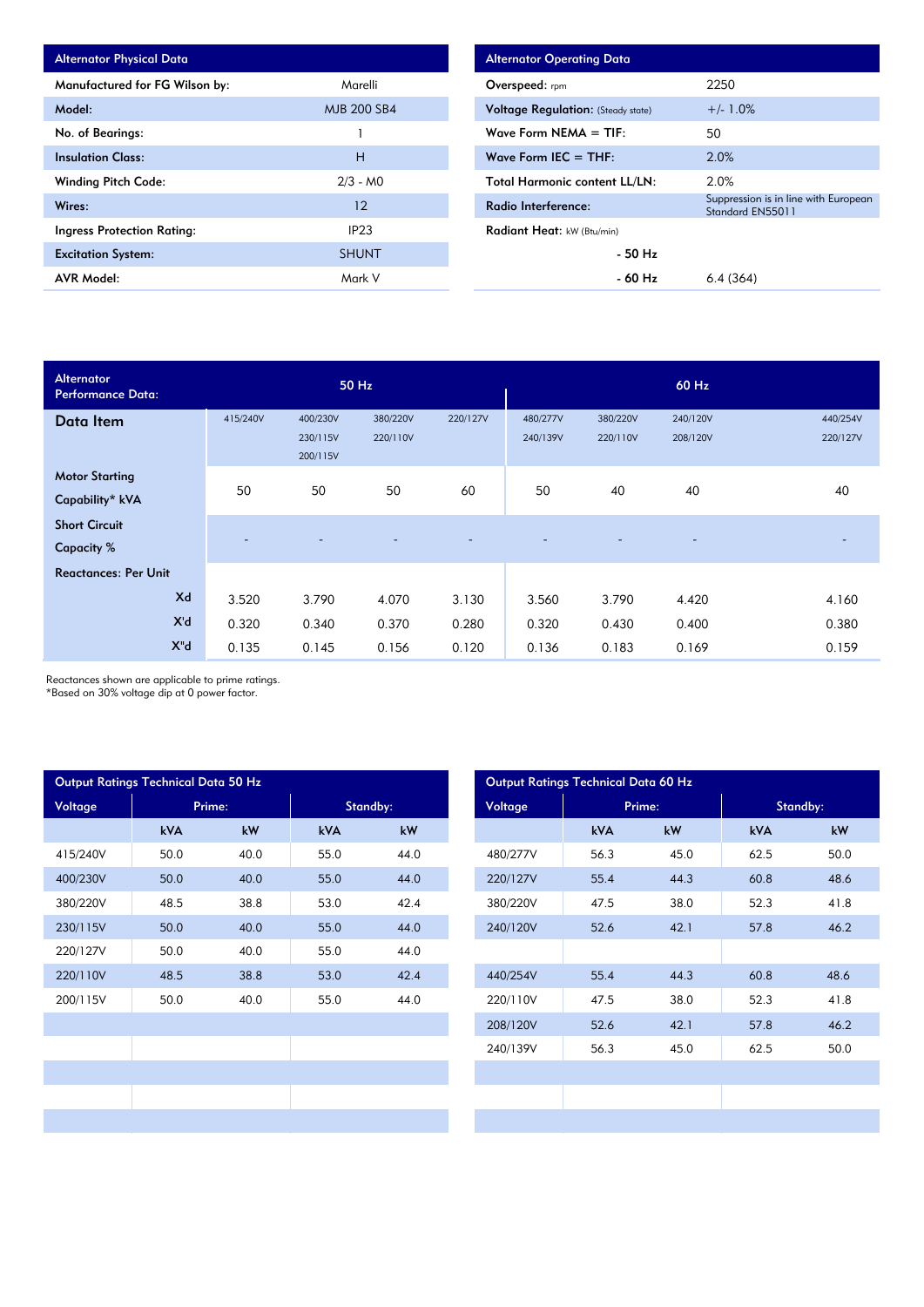| Alternator Physical Data | |
|---|---|
| **Manufactured for FG Wilson by:** | Marelli |
| **Model:** | MJB 200 SB4 |
| **No. of Bearings:** | 1 |
| **Insulation Class:** | H |
| **Winding Pitch Code:** | 2/3 - M0 |
| **Wires:** | 12 |
| **Ingress Protection Rating:** | IP23 |
| **Excitation System:** | SHUNT |
| **AVR Model:** | Mark V |

| Alternator Operating Data | |
|---|---|
| **Overspeed:** rpm | 2250 |
| **Voltage Regulation:** (Steady state) | +/- 1.0% |
| **Wave Form NEMA = TIF:** | 50 |
| **Wave Form IEC = THF:** | 2.0% |
| **Total Harmonic content LL/LN:** | 2.0% |
| **Radio Interference:** | Suppression is in line with European Standard EN55011 |
| **Radiant Heat:** kW (Btu/min) | |
| **- 50 Hz** | |
| **- 60 Hz** | 6.4 (364) |

| Alternator Performance Data: | 50 Hz | | | | 60 Hz | | | |
|---|---|---|---|---|---|---|---|---|
| **Data Item** | 415/240V | 400/230V 230/115V 200/115V | 380/220V 220/110V | 220/127V | 480/277V 240/139V | 380/220V 220/110V | 240/120V 208/120V | 440/254V 220/127V |
| **Motor Starting Capability* kVA** | 50 | 50 | 50 | 60 | 50 | 40 | 40 | 40 |
| **Short Circuit Capacity %** | - | - | - | - | - | - | - | - |
| **Reactances: Per Unit** | | | | | | | | |
| **Xd** | 3.520 | 3.790 | 4.070 | 3.130 | 3.560 | 3.790 | 4.420 | 4.160 |
| **X'd** | 0.320 | 0.340 | 0.370 | 0.280 | 0.320 | 0.430 | 0.400 | 0.380 |
| **X"d** | 0.135 | 0.145 | 0.156 | 0.120 | 0.136 | 0.183 | 0.169 | 0.159 |

Reactances shown are applicable to prime ratings.
*Based on 30% voltage dip at 0 power factor.

| Output Ratings Technical Data 50 Hz | | | | |
|---|---|---|---|---|
| Voltage | Prime: | | Standby: | |
| | kVA | kW | kVA | kW |
| 415/240V | 50.0 | 40.0 | 55.0 | 44.0 |
| 400/230V | 50.0 | 40.0 | 55.0 | 44.0 |
| 380/220V | 48.5 | 38.8 | 53.0 | 42.4 |
| 230/115V | 50.0 | 40.0 | 55.0 | 44.0 |
| 220/127V | 50.0 | 40.0 | 55.0 | 44.0 |
| 220/110V | 48.5 | 38.8 | 53.0 | 42.4 |
| 200/115V | 50.0 | 40.0 | 55.0 | 44.0 |

| Output Ratings Technical Data 60 Hz | | | | |
|---|---|---|---|---|
| Voltage | Prime: | | Standby: | |
| | kVA | kW | kVA | kW |
| 480/277V | 56.3 | 45.0 | 62.5 | 50.0 |
| 220/127V | 55.4 | 44.3 | 60.8 | 48.6 |
| 380/220V | 47.5 | 38.0 | 52.3 | 41.8 |
| 240/120V | 52.6 | 42.1 | 57.8 | 46.2 |
| | | | | |
| 440/254V | 55.4 | 44.3 | 60.8 | 48.6 |
| 220/110V | 47.5 | 38.0 | 52.3 | 41.8 |
| 208/120V | 52.6 | 42.1 | 57.8 | 46.2 |
| 240/139V | 56.3 | 45.0 | 62.5 | 50.0 |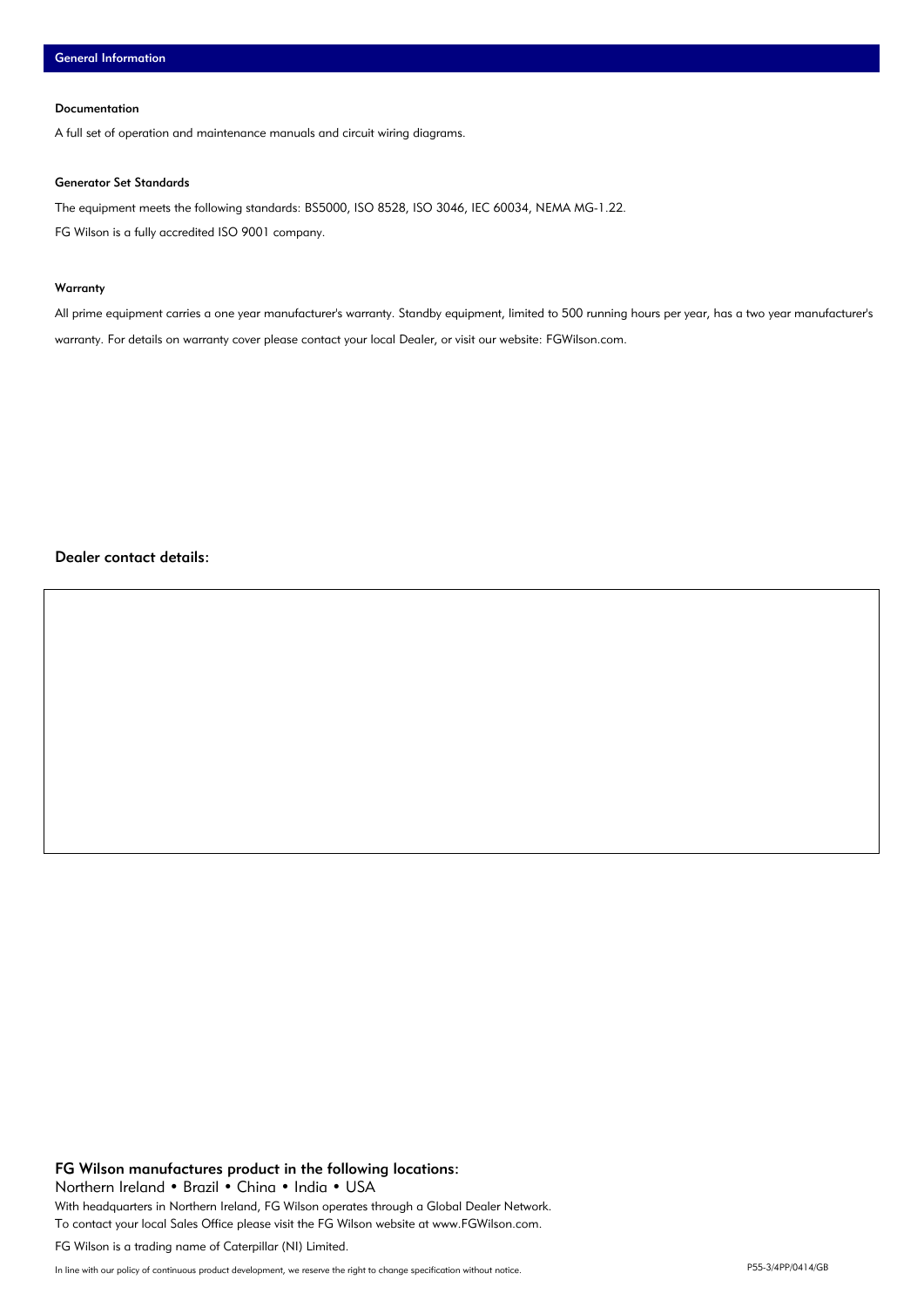## General Information

### Documentation

A full set of operation and maintenance manuals and circuit wiring diagrams.

### Generator Set Standards

The equipment meets the following standards: BS5000, ISO 8528, ISO 3046, IEC 60034, NEMA MG-1.22.

FG Wilson is a fully accredited ISO 9001 company.

### Warranty

All prime equipment carries a one year manufacturer's warranty. Standby equipment, limited to 500 running hours per year, has a two year manufacturer's warranty. For details on warranty cover please contact your local Dealer, or visit our website: FGWilson.com.

### Dealer contact details:

### FG Wilson manufactures product in the following locations:

Northern Ireland • Brazil • China • India • USA

With headquarters in Northern Ireland, FG Wilson operates through a Global Dealer Network.
To contact your local Sales Office please visit the FG Wilson website at www.FGWilson.com.

FG Wilson is a trading name of Caterpillar (NI) Limited.

In line with our policy of continuous product development, we reserve the right to change specification without notice.

P55-3/4PP/0414/GB